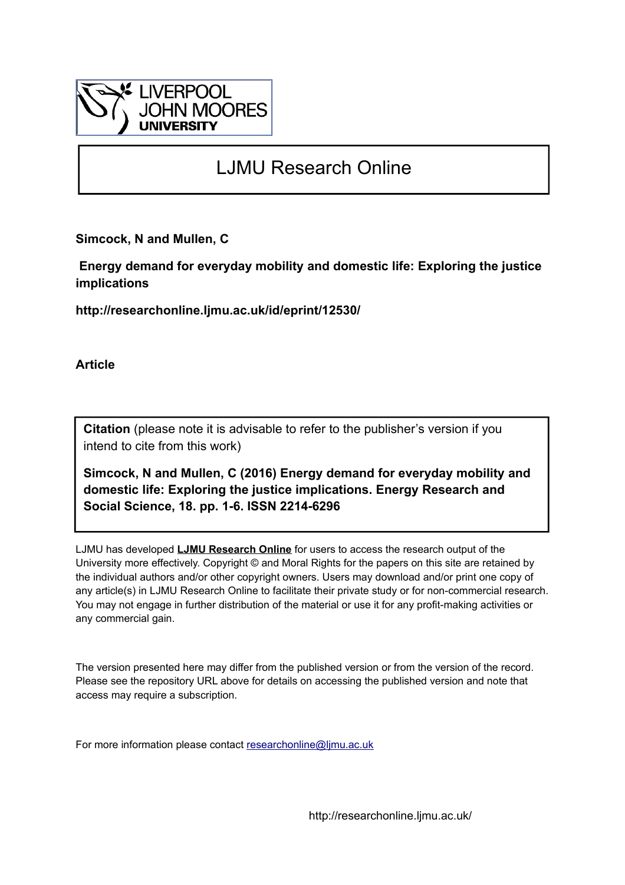# LJMU Research Online

**Simcock, N and Mullen, C**

**Energy demand for everyday mobility and domestic life: Exploring the justice implications**

**http://researchonline.ljmu.ac.uk/id/eprint/12530/**

**Article**

**Citation** (please note it is advisable to refer to the publisher's version if you intend to cite from this work)

**Simcock, N and Mullen, C (2016) Energy demand for everyday mobility and domestic life: Exploring the justice implications. Energy Research and Social Science, 18. pp. 1-6. ISSN 2214-6296**

LJMU has developed **LJMU Research Online** for users to access the research output of the University more effectively. Copyright © and Moral Rights for the papers on this site are retained by the individual authors and/or other copyright owners. Users may download and/or print one copy of any article(s) in LJMU Research Online to facilitate their private study or for non-commercial research. You may not engage in further distribution of the material or use it for any profit-making activities or any commercial gain.

The version presented here may differ from the published version or from the version of the record. Please see the repository URL above for details on accessing the published version and note that access may require a subscription.

For more information please contact researchonline@ljmu.ac.uk

http://researchonline.ljmu.ac.uk/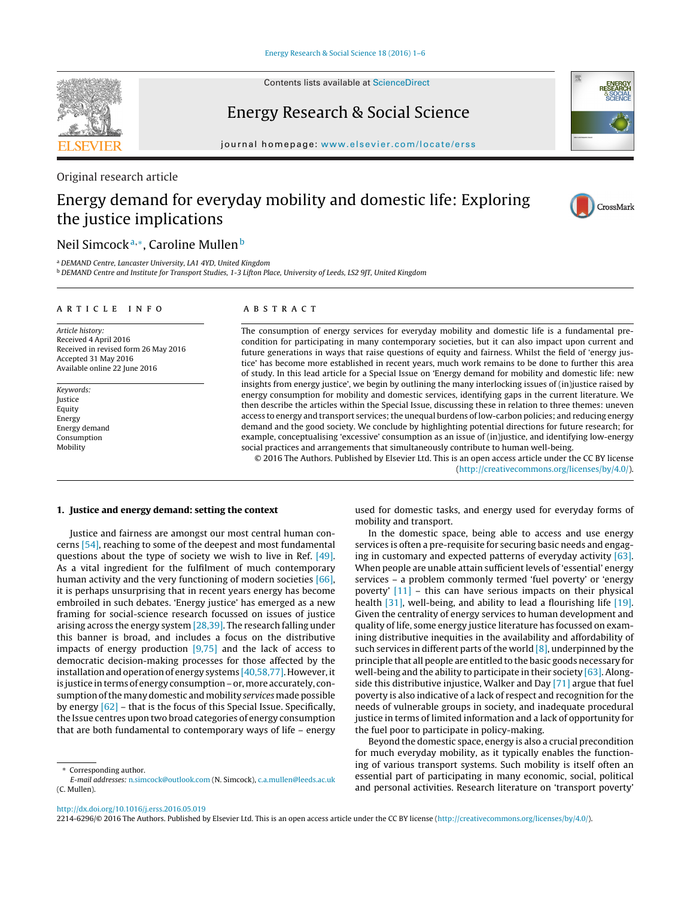Original research article

# Energy demand for everyday mobility and domestic life: Exploring the justice implications

Neil Simcock[a,*], Caroline Mullen[b]

[a] DEMAND Centre, Lancaster University, LA1 4YD, United Kingdom
[b] DEMAND Centre and Institute for Transport Studies, 1-3 Lifton Place, University of Leeds, LS2 9JT, United Kingdom

**ARTICLE INFO**

*Article history:*
Received 4 April 2016
Received in revised form 26 May 2016
Accepted 31 May 2016
Available online 22 June 2016

*Keywords:*
Justice
Equity
Energy
Energy demand
Consumption
Mobility

**ABSTRACT**

The consumption of energy services for everyday mobility and domestic life is a fundamental pre-condition for participating in many contemporary societies, but it can also impact upon current and future generations in ways that raise questions of equity and fairness. Whilst the field of 'energy justice' has become more established in recent years, much work remains to be done to further this area of study. In this lead article for a Special Issue on 'Energy demand for mobility and domestic life: new insights from energy justice', we begin by outlining the many interlocking issues of (in)justice raised by energy consumption for mobility and domestic services, identifying gaps in the current literature. We then describe the articles within the Special Issue, discussing these in relation to three themes: uneven access to energy and transport services; the unequal burdens of low-carbon policies; and reducing energy demand and the good society. We conclude by highlighting potential directions for future research; for example, conceptualising 'excessive' consumption as an issue of (in)justice, and identifying low-energy social practices and arrangements that simultaneously contribute to human well-being.

© 2016 The Authors. Published by Elsevier Ltd. This is an open access article under the CC BY license (http://creativecommons.org/licenses/by/4.0/).

## 1. Justice and energy demand: setting the context

Justice and fairness are amongst our most central human concerns [54], reaching to some of the deepest and most fundamental questions about the type of society we wish to live in Ref. [49]. As a vital ingredient for the fulfilment of much contemporary human activity and the very functioning of modern societies [66], it is perhaps unsurprising that in recent years energy has become embroiled in such debates. 'Energy justice' has emerged as a new framing for social-science research focussed on issues of justice arising across the energy system [28,39]. The research falling under this banner is broad, and includes a focus on the distributive impacts of energy production [9,75] and the lack of access to democratic decision-making processes for those affected by the installation and operation of energy systems [40,58,77]. However, it is justice in terms of energy consumption – or, more accurately, consumption of the many domestic and mobility *services* made possible by energy [62] – that is the focus of this Special Issue. Specifically, the Issue centres upon two broad categories of energy consumption that are both fundamental to contemporary ways of life – energy used for domestic tasks, and energy used for everyday forms of mobility and transport.

In the domestic space, being able to access and use energy services is often a pre-requisite for securing basic needs and engaging in customary and expected patterns of everyday activity [63]. When people are unable attain sufficient levels of 'essential' energy services – a problem commonly termed 'fuel poverty' or 'energy poverty' [11] – this can have serious impacts on their physical health [31], well-being, and ability to lead a flourishing life [19]. Given the centrality of energy services to human development and quality of life, some energy justice literature has focussed on examining distributive inequities in the availability and affordability of such services in different parts of the world [8], underpinned by the principle that all people are entitled to the basic goods necessary for well-being and the ability to participate in their society [63]. Alongside this distributive injustice, Walker and Day [71] argue that fuel poverty is also indicative of a lack of respect and recognition for the needs of vulnerable groups in society, and inadequate procedural justice in terms of limited information and a lack of opportunity for the fuel poor to participate in policy-making.

Beyond the domestic space, energy is also a crucial precondition for much everyday mobility, as it typically enables the functioning of various transport systems. Such mobility is itself often an essential part of participating in many economic, social, political and personal activities. Research literature on 'transport poverty'

* Corresponding author.
*E-mail addresses:* n.simcock@outlook.com (N. Simcock), c.a.mullen@leeds.ac.uk (C. Mullen).

http://dx.doi.org/10.1016/j.erss.2016.05.019
2214-6296/© 2016 The Authors. Published by Elsevier Ltd. This is an open access article under the CC BY license (http://creativecommons.org/licenses/by/4.0/).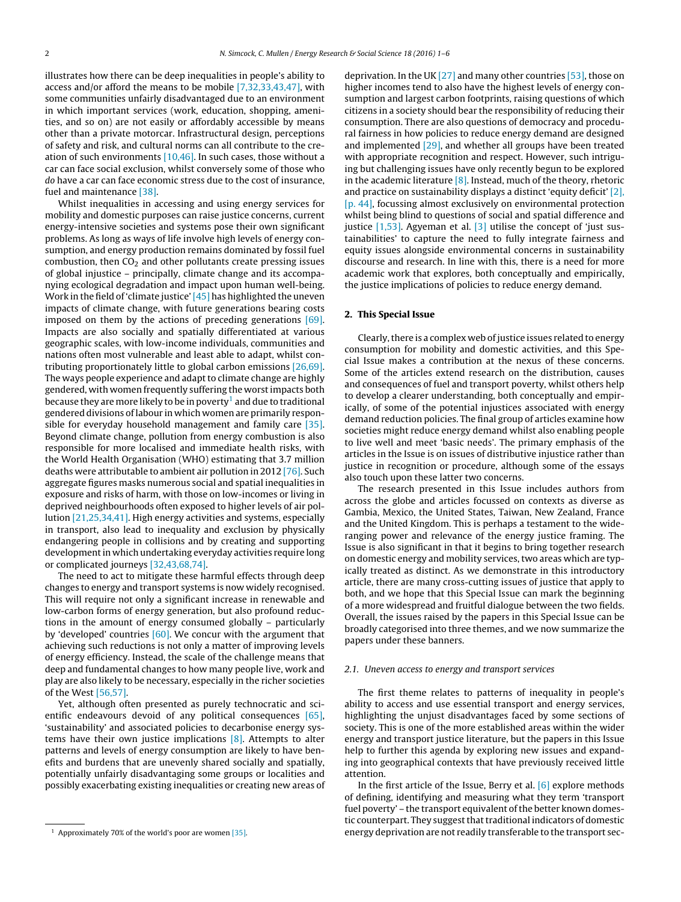illustrates how there can be deep inequalities in people's ability to access and/or afford the means to be mobile [7,32,33,43,47], with some communities unfairly disadvantaged due to an environment in which important services (work, education, shopping, amenities, and so on) are not easily or affordably accessible by means other than a private motorcar. Infrastructural design, perceptions of safety and risk, and cultural norms can all contribute to the creation of such environments [10,46]. In such cases, those without a car can face social exclusion, whilst conversely some of those who *do* have a car can face economic stress due to the cost of insurance, fuel and maintenance [38].

Whilst inequalities in accessing and using energy services for mobility and domestic purposes can raise justice concerns, current energy-intensive societies and systems pose their own significant problems. As long as ways of life involve high levels of energy consumption, and energy production remains dominated by fossil fuel combustion, then $CO_2$ and other pollutants create pressing issues of global injustice – principally, climate change and its accompanying ecological degradation and impact upon human well-being. Work in the field of 'climate justice' [45] has highlighted the uneven impacts of climate change, with future generations bearing costs imposed on them by the actions of preceding generations [69]. Impacts are also socially and spatially differentiated at various geographic scales, with low-income individuals, communities and nations often most vulnerable and least able to adapt, whilst contributing proportionately little to global carbon emissions [26,69]. The ways people experience and adapt to climate change are highly gendered, with women frequently suffering the worst impacts both because they are more likely to be in poverty[1] and due to traditional gendered divisions of labour in which women are primarily responsible for everyday household management and family care [35]. Beyond climate change, pollution from energy combustion is also responsible for more localised and immediate health risks, with the World Health Organisation (WHO) estimating that 3.7 million deaths were attributable to ambient air pollution in 2012 [76]. Such aggregate figures masks numerous social and spatial inequalities in exposure and risks of harm, with those on low-incomes or living in deprived neighbourhoods often exposed to higher levels of air pollution [21,25,34,41]. High energy activities and systems, especially in transport, also lead to inequality and exclusion by physically endangering people in collisions and by creating and supporting development in which undertaking everyday activities require long or complicated journeys [32,43,68,74].

The need to act to mitigate these harmful effects through deep changes to energy and transport systems is now widely recognised. This will require not only a significant increase in renewable and low-carbon forms of energy generation, but also profound reductions in the amount of energy consumed globally – particularly by 'developed' countries [60]. We concur with the argument that achieving such reductions is not only a matter of improving levels of energy efficiency. Instead, the scale of the challenge means that deep and fundamental changes to how many people live, work and play are also likely to be necessary, especially in the richer societies of the West [56,57].

Yet, although often presented as purely technocratic and scientific endeavours devoid of any political consequences [65], 'sustainability' and associated policies to decarbonise energy systems have their own justice implications [8]. Attempts to alter patterns and levels of energy consumption are likely to have benefits and burdens that are unevenly shared socially and spatially, potentially unfairly disadvantaging some groups or localities and possibly exacerbating existing inequalities or creating new areas of deprivation. In the UK [27] and many other countries [53], those on higher incomes tend to also have the highest levels of energy consumption and largest carbon footprints, raising questions of which citizens in a society should bear the responsibility of reducing their consumption. There are also questions of democracy and procedural fairness in how policies to reduce energy demand are designed and implemented [29], and whether all groups have been treated with appropriate recognition and respect. However, such intriguing but challenging issues have only recently begun to be explored in the academic literature [8]. Instead, much of the theory, rhetoric and practice on sustainability displays a distinct 'equity deficit' [2], [p. 44], focussing almost exclusively on environmental protection whilst being blind to questions of social and spatial difference and justice [1,53]. Agyeman et al. [3] utilise the concept of 'just sustainabilities' to capture the need to fully integrate fairness and equity issues alongside environmental concerns in sustainability discourse and research. In line with this, there is a need for more academic work that explores, both conceptually and empirically, the justice implications of policies to reduce energy demand.

## 2. This Special Issue

Clearly, there is a complex web of justice issues related to energy consumption for mobility and domestic activities, and this Special Issue makes a contribution at the nexus of these concerns. Some of the articles extend research on the distribution, causes and consequences of fuel and transport poverty, whilst others help to develop a clearer understanding, both conceptually and empirically, of some of the potential injustices associated with energy demand reduction policies. The final group of articles examine how societies might reduce energy demand whilst also enabling people to live well and meet 'basic needs'. The primary emphasis of the articles in the Issue is on issues of distributive injustice rather than justice in recognition or procedure, although some of the essays also touch upon these latter two concerns.

The research presented in this Issue includes authors from across the globe and articles focussed on contexts as diverse as Gambia, Mexico, the United States, Taiwan, New Zealand, France and the United Kingdom. This is perhaps a testament to the wide-ranging power and relevance of the energy justice framing. The Issue is also significant in that it begins to bring together research on domestic energy and mobility services, two areas which are typically treated as distinct. As we demonstrate in this introductory article, there are many cross-cutting issues of justice that apply to both, and we hope that this Special Issue can mark the beginning of a more widespread and fruitful dialogue between the two fields. Overall, the issues raised by the papers in this Special Issue can be broadly categorised into three themes, and we now summarize the papers under these banners.

### 2.1. Uneven access to energy and transport services

The first theme relates to patterns of inequality in people's ability to access and use essential transport and energy services, highlighting the unjust disadvantages faced by some sections of society. This is one of the more established areas within the wider energy and transport justice literature, but the papers in this Issue help to further this agenda by exploring new issues and expanding into geographical contexts that have previously received little attention.

In the first article of the Issue, Berry et al. [6] explore methods of defining, identifying and measuring what they term 'transport fuel poverty' – the transport equivalent of the better known domestic counterpart. They suggest that traditional indicators of domestic energy deprivation are not readily transferable to the transport sec-

[1] Approximately 70% of the world's poor are women [35].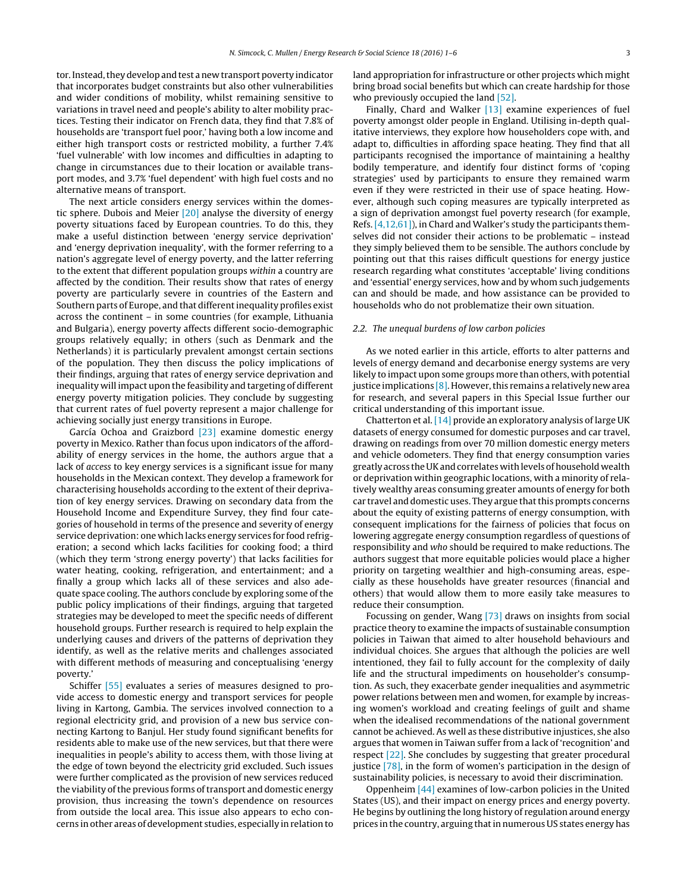tor. Instead, they develop and test a new transport poverty indicator that incorporates budget constraints but also other vulnerabilities and wider conditions of mobility, whilst remaining sensitive to variations in travel need and people's ability to alter mobility practices. Testing their indicator on French data, they find that 7.8% of households are 'transport fuel poor,' having both a low income and either high transport costs or restricted mobility, a further 7.4% 'fuel vulnerable' with low incomes and difficulties in adapting to change in circumstances due to their location or available transport modes, and 3.7% 'fuel dependent' with high fuel costs and no alternative means of transport.

The next article considers energy services within the domestic sphere. Dubois and Meier [20] analyse the diversity of energy poverty situations faced by European countries. To do this, they make a useful distinction between 'energy service deprivation' and 'energy deprivation inequality', with the former referring to a nation's aggregate level of energy poverty, and the latter referring to the extent that different population groups *within* a country are affected by the condition. Their results show that rates of energy poverty are particularly severe in countries of the Eastern and Southern parts of Europe, and that different inequality profiles exist across the continent – in some countries (for example, Lithuania and Bulgaria), energy poverty affects different socio-demographic groups relatively equally; in others (such as Denmark and the Netherlands) it is particularly prevalent amongst certain sections of the population. They then discuss the policy implications of their findings, arguing that rates of energy service deprivation and inequality will impact upon the feasibility and targeting of different energy poverty mitigation policies. They conclude by suggesting that current rates of fuel poverty represent a major challenge for achieving socially just energy transitions in Europe.

García Ochoa and Graizbord [23] examine domestic energy poverty in Mexico. Rather than focus upon indicators of the affordability of energy services in the home, the authors argue that a lack of *access* to key energy services is a significant issue for many households in the Mexican context. They develop a framework for characterising households according to the extent of their deprivation of key energy services. Drawing on secondary data from the Household Income and Expenditure Survey, they find four categories of household in terms of the presence and severity of energy service deprivation: one which lacks energy services for food refrigeration; a second which lacks facilities for cooking food; a third (which they term 'strong energy poverty') that lacks facilities for water heating, cooking, refrigeration, and entertainment; and a finally a group which lacks all of these services and also adequate space cooling. The authors conclude by exploring some of the public policy implications of their findings, arguing that targeted strategies may be developed to meet the specific needs of different household groups. Further research is required to help explain the underlying causes and drivers of the patterns of deprivation they identify, as well as the relative merits and challenges associated with different methods of measuring and conceptualising 'energy poverty.'

Schiffer [55] evaluates a series of measures designed to provide access to domestic energy and transport services for people living in Kartong, Gambia. The services involved connection to a regional electricity grid, and provision of a new bus service connecting Kartong to Banjul. Her study found significant benefits for residents able to make use of the new services, but that there were inequalities in people's ability to access them, with those living at the edge of town beyond the electricity grid excluded. Such issues were further complicated as the provision of new services reduced the viability of the previous forms of transport and domestic energy provision, thus increasing the town's dependence on resources from outside the local area. This issue also appears to echo concerns in other areas of development studies, especially in relation to land appropriation for infrastructure or other projects which might bring broad social benefits but which can create hardship for those who previously occupied the land [52].

Finally, Chard and Walker [13] examine experiences of fuel poverty amongst older people in England. Utilising in-depth qualitative interviews, they explore how householders cope with, and adapt to, difficulties in affording space heating. They find that all participants recognised the importance of maintaining a healthy bodily temperature, and identify four distinct forms of 'coping strategies' used by participants to ensure they remained warm even if they were restricted in their use of space heating. However, although such coping measures are typically interpreted as a sign of deprivation amongst fuel poverty research (for example, Refs. [4,12,61]), in Chard and Walker's study the participants themselves did not consider their actions to be problematic – instead they simply believed them to be sensible. The authors conclude by pointing out that this raises difficult questions for energy justice research regarding what constitutes 'acceptable' living conditions and 'essential' energy services, how and by whom such judgements can and should be made, and how assistance can be provided to households who do not problematize their own situation.

### 2.2. The unequal burdens of low carbon policies

As we noted earlier in this article, efforts to alter patterns and levels of energy demand and decarbonise energy systems are very likely to impact upon some groups more than others, with potential justice implications [8]. However, this remains a relatively new area for research, and several papers in this Special Issue further our critical understanding of this important issue.

Chatterton et al. [14] provide an exploratory analysis of large UK datasets of energy consumed for domestic purposes and car travel, drawing on readings from over 70 million domestic energy meters and vehicle odometers. They find that energy consumption varies greatly across the UK and correlates with levels of household wealth or deprivation within geographic locations, with a minority of relatively wealthy areas consuming greater amounts of energy for both car travel and domestic uses. They argue that this prompts concerns about the equity of existing patterns of energy consumption, with consequent implications for the fairness of policies that focus on lowering aggregate energy consumption regardless of questions of responsibility and *who* should be required to make reductions. The authors suggest that more equitable policies would place a higher priority on targeting wealthier and high-consuming areas, especially as these households have greater resources (financial and others) that would allow them to more easily take measures to reduce their consumption.

Focussing on gender, Wang [73] draws on insights from social practice theory to examine the impacts of sustainable consumption policies in Taiwan that aimed to alter household behaviours and individual choices. She argues that although the policies are well intentioned, they fail to fully account for the complexity of daily life and the structural impediments on householder's consumption. As such, they exacerbate gender inequalities and asymmetric power relations between men and women, for example by increasing women's workload and creating feelings of guilt and shame when the idealised recommendations of the national government cannot be achieved. As well as these distributive injustices, she also argues that women in Taiwan suffer from a lack of 'recognition' and respect [22]. She concludes by suggesting that greater procedural justice [78], in the form of women's participation in the design of sustainability policies, is necessary to avoid their discrimination.

Oppenheim [44] examines of low-carbon policies in the United States (US), and their impact on energy prices and energy poverty. He begins by outlining the long history of regulation around energy prices in the country, arguing that in numerous US states energy has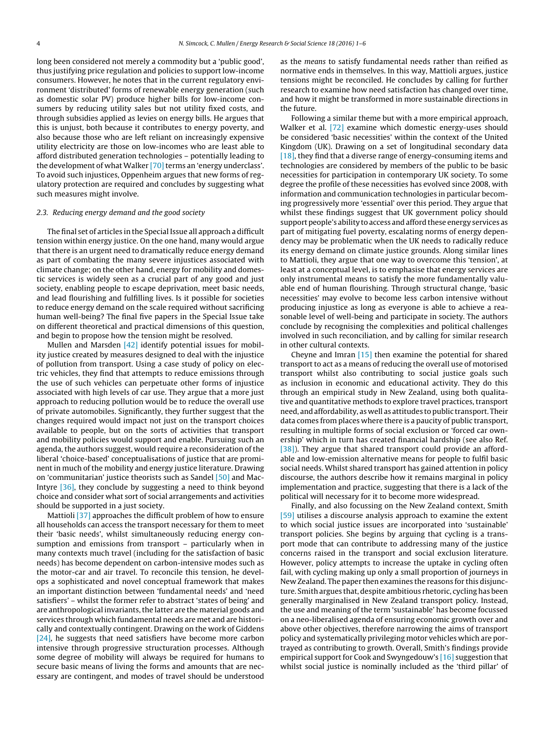long been considered not merely a commodity but a 'public good', thus justifying price regulation and policies to support low-income consumers. However, he notes that in the current regulatory environment 'distributed' forms of renewable energy generation (such as domestic solar PV) produce higher bills for low-income consumers by reducing utility sales but not utility fixed costs, and through subsidies applied as levies on energy bills. He argues that this is unjust, both because it contributes to energy poverty, and also because those who are left reliant on increasingly expensive utility electricity are those on low-incomes who are least able to afford distributed generation technologies – potentially leading to the development of what Walker [70] terms an 'energy underclass'. To avoid such injustices, Oppenheim argues that new forms of regulatory protection are required and concludes by suggesting what such measures might involve.

### 2.3. Reducing energy demand and the good society

The final set of articles in the Special Issue all approach a difficult tension within energy justice. On the one hand, many would argue that there is an urgent need to dramatically reduce energy demand as part of combating the many severe injustices associated with climate change; on the other hand, energy for mobility and domestic services is widely seen as a crucial part of any good and just society, enabling people to escape deprivation, meet basic needs, and lead flourishing and fulfilling lives. Is it possible for societies to reduce energy demand on the scale required without sacrificing human well-being? The final five papers in the Special Issue take on different theoretical and practical dimensions of this question, and begin to propose how the tension might be resolved.

Mullen and Marsden [42] identify potential issues for mobility justice created by measures designed to deal with the injustice of pollution from transport. Using a case study of policy on electric vehicles, they find that attempts to reduce emissions through the use of such vehicles can perpetuate other forms of injustice associated with high levels of car use. They argue that a more just approach to reducing pollution would be to reduce the overall use of private automobiles. Significantly, they further suggest that the changes required would impact not just on the transport choices available to people, but on the sorts of activities that transport and mobility policies would support and enable. Pursuing such an agenda, the authors suggest, would require a reconsideration of the liberal 'choice-based' conceptualisations of justice that are prominent in much of the mobility and energy justice literature. Drawing on 'communitarian' justice theorists such as Sandel [50] and MacIntyre [36], they conclude by suggesting a need to think beyond choice and consider what sort of social arrangements and activities should be supported in a just society.

Mattioli [37] approaches the difficult problem of how to ensure all households can access the transport necessary for them to meet their 'basic needs', whilst simultaneously reducing energy consumption and emissions from transport – particularly when in many contexts much travel (including for the satisfaction of basic needs) has become dependent on carbon-intensive modes such as the motor-car and air travel. To reconcile this tension, he develops a sophisticated and novel conceptual framework that makes an important distinction between 'fundamental needs' and 'need satisfiers' – whilst the former refer to abstract 'states of being' and are anthropological invariants, the latter are the material goods and services through which fundamental needs are met and are historically and contextually contingent. Drawing on the work of Giddens [24], he suggests that need satisfiers have become more carbon intensive through progressive structuration processes. Although some degree of mobility will always be required for humans to secure basic means of living the forms and amounts that are necessary are contingent, and modes of travel should be understood as the *means* to satisfy fundamental needs rather than reified as normative ends in themselves. In this way, Mattioli argues, justice tensions might be reconciled. He concludes by calling for further research to examine how need satisfaction has changed over time, and how it might be transformed in more sustainable directions in the future.

Following a similar theme but with a more empirical approach, Walker et al. [72] examine which domestic energy-uses should be considered 'basic necessities' within the context of the United Kingdom (UK). Drawing on a set of longitudinal secondary data [18], they find that a diverse range of energy-consuming items and technologies are considered by members of the public to be basic necessities for participation in contemporary UK society. To some degree the profile of these necessities has evolved since 2008, with information and communication technologies in particular becoming progressively more 'essential' over this period. They argue that whilst these findings suggest that UK government policy should support people's ability to access and afford these energy services as part of mitigating fuel poverty, escalating norms of energy dependency may be problematic when the UK needs to radically reduce its energy demand on climate justice grounds. Along similar lines to Mattioli, they argue that one way to overcome this 'tension', at least at a conceptual level, is to emphasise that energy services are only instrumental means to satisfy the more fundamentally valuable end of human flourishing. Through structural change, 'basic necessities' may evolve to become less carbon intensive without producing injustice as long as everyone is able to achieve a reasonable level of well-being and participate in society. The authors conclude by recognising the complexities and political challenges involved in such reconciliation, and by calling for similar research in other cultural contexts.

Cheyne and Imran [15] then examine the potential for shared transport to act as a means of reducing the overall use of motorised transport whilst also contributing to social justice goals such as inclusion in economic and educational activity. They do this through an empirical study in New Zealand, using both qualitative and quantitative methods to explore travel practices, transport need, and affordability, as well as attitudes to public transport. Their data comes from places where there is a paucity of public transport, resulting in multiple forms of social exclusion or 'forced car ownership' which in turn has created financial hardship (see also Ref. [38]). They argue that shared transport could provide an affordable and low-emission alternative means for people to fulfil basic social needs. Whilst shared transport has gained attention in policy discourse, the authors describe how it remains marginal in policy implementation and practice, suggesting that there is a lack of the political will necessary for it to become more widespread.

Finally, and also focussing on the New Zealand context, Smith [59] utilises a discourse analysis approach to examine the extent to which social justice issues are incorporated into 'sustainable' transport policies. She begins by arguing that cycling is a transport mode that can contribute to addressing many of the justice concerns raised in the transport and social exclusion literature. However, policy attempts to increase the uptake in cycling often fail, with cycling making up only a small proportion of journeys in New Zealand. The paper then examines the reasons for this disjuncture. Smith argues that, despite ambitious rhetoric, cycling has been generally marginalised in New Zealand transport policy. Instead, the use and meaning of the term 'sustainable' has become focussed on a neo-liberalised agenda of ensuring economic growth over and above other objectives, therefore narrowing the aims of transport policy and systematically privileging motor vehicles which are portrayed as contributing to growth. Overall, Smith's findings provide empirical support for Cook and Swyngedouw's [16] suggestion that whilst social justice is nominally included as the 'third pillar' of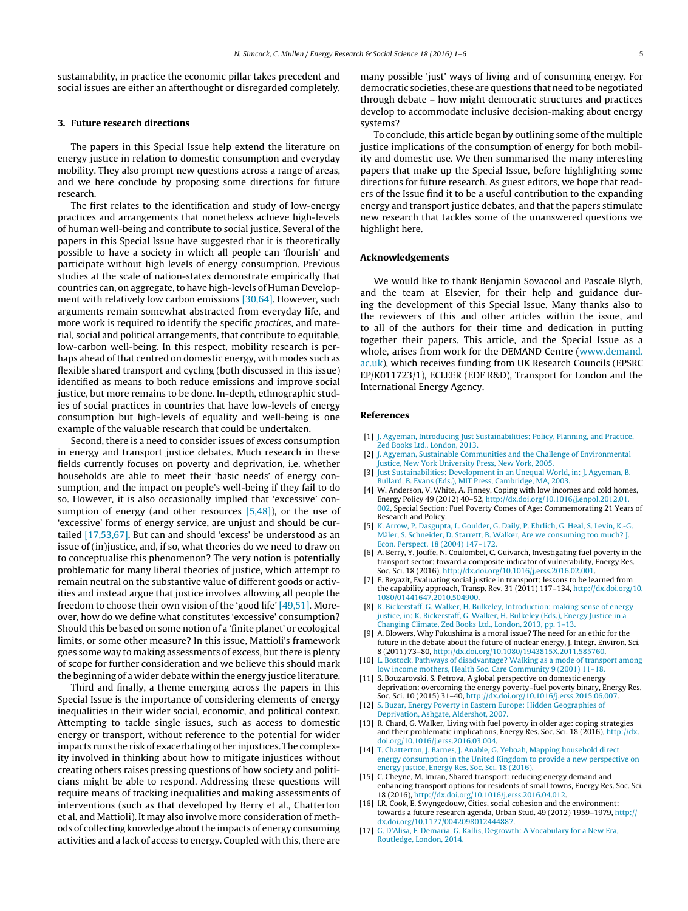sustainability, in practice the economic pillar takes precedent and social issues are either an afterthought or disregarded completely.

## 3. Future research directions

The papers in this Special Issue help extend the literature on energy justice in relation to domestic consumption and everyday mobility. They also prompt new questions across a range of areas, and we here conclude by proposing some directions for future research.

The first relates to the identification and study of low-energy practices and arrangements that nonetheless achieve high-levels of human well-being and contribute to social justice. Several of the papers in this Special Issue have suggested that it is theoretically possible to have a society in which all people can 'flourish' and participate without high levels of energy consumption. Previous studies at the scale of nation-states demonstrate empirically that countries can, on aggregate, to have high-levels of Human Development with relatively low carbon emissions [30,64]. However, such arguments remain somewhat abstracted from everyday life, and more work is required to identify the specific *practices*, and material, social and political arrangements, that contribute to equitable, low-carbon well-being. In this respect, mobility research is perhaps ahead of that centred on domestic energy, with modes such as flexible shared transport and cycling (both discussed in this issue) identified as means to both reduce emissions and improve social justice, but more remains to be done. In-depth, ethnographic studies of social practices in countries that have low-levels of energy consumption but high-levels of equality and well-being is one example of the valuable research that could be undertaken.

Second, there is a need to consider issues of *excess* consumption in energy and transport justice debates. Much research in these fields currently focuses on poverty and deprivation, i.e. whether households are able to meet their 'basic needs' of energy consumption, and the impact on people's well-being if they fail to do so. However, it is also occasionally implied that 'excessive' consumption of energy (and other resources [5,48]), or the use of 'excessive' forms of energy service, are unjust and should be curtailed [17,53,67]. But can and should 'excess' be understood as an issue of (in)justice, and, if so, what theories do we need to draw on to conceptualise this phenomenon? The very notion is potentially problematic for many liberal theories of justice, which attempt to remain neutral on the substantive value of different goods or activities and instead argue that justice involves allowing all people the freedom to choose their own vision of the 'good life' [49,51]. Moreover, how do we define what constitutes 'excessive' consumption? Should this be based on some notion of a 'finite planet' or ecological limits, or some other measure? In this issue, Mattioli's framework goes some way to making assessments of excess, but there is plenty of scope for further consideration and we believe this should mark the beginning of a wider debate within the energy justice literature.

Third and finally, a theme emerging across the papers in this Special Issue is the importance of considering elements of energy inequalities in their wider social, economic, and political context. Attempting to tackle single issues, such as access to domestic energy or transport, without reference to the potential for wider impacts runs the risk of exacerbating other injustices. The complexity involved in thinking about how to mitigate injustices without creating others raises pressing questions of how society and politicians might be able to respond. Addressing these questions will require means of tracking inequalities and making assessments of interventions (such as that developed by Berry et al., Chatterton et al. and Mattioli). It may also involve more consideration of methods of collecting knowledge about the impacts of energy consuming activities and a lack of access to energy. Coupled with this, there are many possible 'just' ways of living and of consuming energy. For democratic societies, these are questions that need to be negotiated through debate – how might democratic structures and practices develop to accommodate inclusive decision-making about energy systems?

To conclude, this article began by outlining some of the multiple justice implications of the consumption of energy for both mobility and domestic use. We then summarised the many interesting papers that make up the Special Issue, before highlighting some directions for future research. As guest editors, we hope that readers of the Issue find it to be a useful contribution to the expanding energy and transport justice debates, and that the papers stimulate new research that tackles some of the unanswered questions we highlight here.

## Acknowledgements

We would like to thank Benjamin Sovacool and Pascale Blyth, and the team at Elsevier, for their help and guidance during the development of this Special Issue. Many thanks also to the reviewers of this and other articles within the issue, and to all of the authors for their time and dedication in putting together their papers. This article, and the Special Issue as a whole, arises from work for the DEMAND Centre (www.demand.ac.uk), which receives funding from UK Research Councils (EPSRC EP/K011723/1), ECLEER (EDF R&D), Transport for London and the International Energy Agency.

## References

[1] J. Agyeman, Introducing Just Sustainabilities: Policy, Planning, and Practice, Zed Books Ltd., London, 2013.

[2] J. Agyeman, Sustainable Communities and the Challenge of Environmental Justice, New York University Press, New York, 2005.

[3] Just Sustainabilities: Development in an Unequal World, in: J. Agyeman, B. Bullard, B. Evans (Eds.), MIT Press, Cambridge, MA, 2003.

[4] W. Anderson, V. White, A. Finney, Coping with low incomes and cold homes, Energy Policy 49 (2012) 40–52, http://dx.doi.org/10.1016/j.enpol.2012.01.002, Special Section: Fuel Poverty Comes of Age: Commemorating 21 Years of Research and Policy.

[5] K. Arrow, P. Dasgupta, L. Goulder, G. Daily, P. Ehrlich, G. Heal, S. Levin, K.-G. Mäler, S. Schneider, D. Starrett, B. Walker, Are we consuming too much? J. Econ. Perspect. 18 (2004) 147–172.

[6] A. Berry, Y. Jouffe, N. Coulombel, C. Guivarch, Investigating fuel poverty in the transport sector: toward a composite indicator of vulnerability, Energy Res. Soc. Sci. 18 (2016), http://dx.doi.org/10.1016/j.erss.2016.02.001.

[7] E. Beyazit, Evaluating social justice in transport: lessons to be learned from the capability approach, Transp. Rev. 31 (2011) 117–134, http://dx.doi.org/10.1080/01441647.2010.504900.

[8] K. Bickerstaff, G. Walker, H. Bulkeley, Introduction: making sense of energy justice, in: K. Bickerstaff, G. Walker, H. Bulkeley (Eds.), Energy Justice in a Changing Climate, Zed Books Ltd., London, 2013, pp. 1–13.

[9] A. Blowers, Why Fukushima is a moral issue? The need for an ethic for the future in the debate about the future of nuclear energy, J. Integr. Environ. Sci. 8 (2011) 73–80, http://dx.doi.org/10.1080/1943815X.2011.585760.

[10] L. Bostock, Pathways of disadvantage? Walking as a mode of transport among low income mothers, Health Soc. Care Community 9 (2001) 11–18.

[11] S. Bouzarovski, S. Petrova, A global perspective on domestic energy deprivation: overcoming the energy poverty–fuel poverty binary, Energy Res. Soc. Sci. 10 (2015) 31–40, http://dx.doi.org/10.1016/j.erss.2015.06.007.

[12] S. Buzar, Energy Poverty in Eastern Europe: Hidden Geographies of Deprivation, Ashgate, Aldershot, 2007.

[13] R. Chard, G. Walker, Living with fuel poverty in older age: coping strategies and their problematic implications, Energy Res. Soc. Sci. 18 (2016), http://dx.doi.org/10.1016/j.erss.2016.03.004.

[14] T. Chatterton, J. Barnes, J. Anable, G. Yeboah, Mapping household direct energy consumption in the United Kingdom to provide a new perspective on energy justice, Energy Res. Soc. Sci. 18 (2016).

[15] C. Cheyne, M. Imran, Shared transport: reducing energy demand and enhancing transport options for residents of small towns, Energy Res. Soc. Sci. 18 (2016), http://dx.doi.org/10.1016/j.erss.2016.04.012.

[16] I.R. Cook, E. Swyngedouw, Cities, social cohesion and the environment: towards a future research agenda, Urban Stud. 49 (2012) 1959–1979, http://dx.doi.org/10.1177/0042098012444887.

[17] G. D'Alisa, F. Demaria, G. Kallis, Degrowth: A Vocabulary for a New Era, Routledge, London, 2014.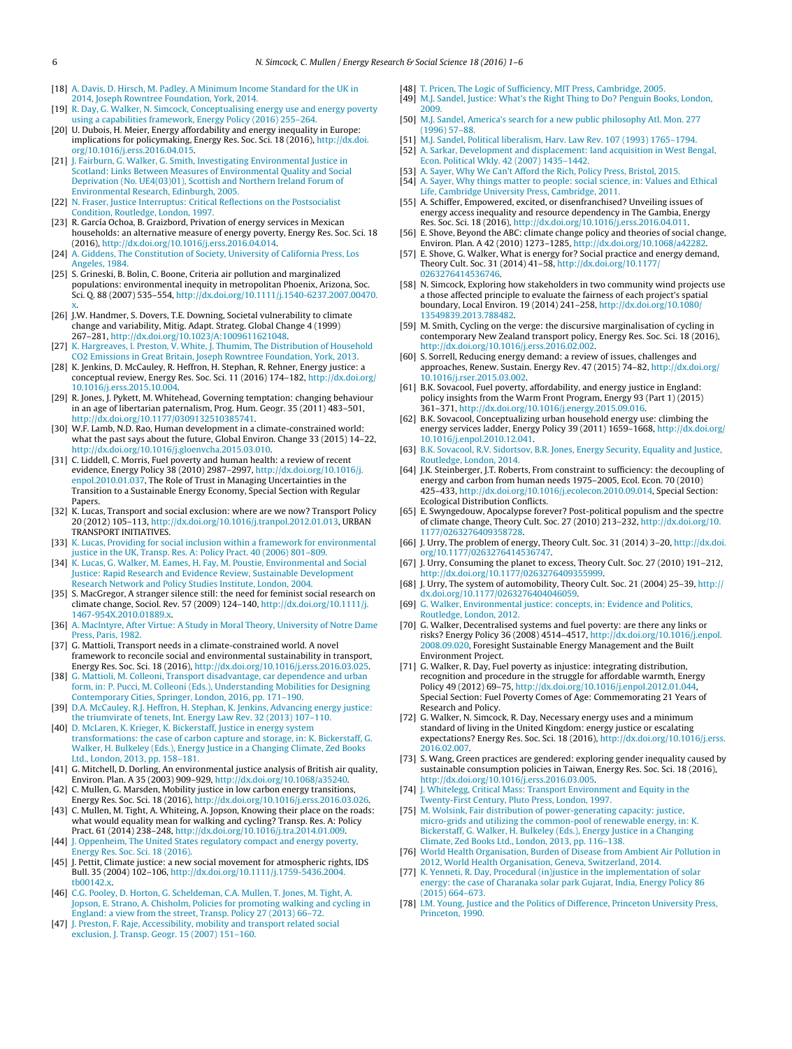[18] A. Davis, D. Hirsch, M. Padley, A Minimum Income Standard for the UK in 2014, Joseph Rowntree Foundation, York, 2014.

[19] R. Day, G. Walker, N. Simcock, Conceptualising energy use and energy poverty using a capabilities framework, Energy Policy (2016) 255–264.

[20] U. Dubois, H. Meier, Energy affordability and energy inequality in Europe: implications for policymaking, Energy Res. Soc. Sci. 18 (2016), http://dx.doi.org/10.1016/j.erss.2016.04.015.

[21] J. Fairburn, G. Walker, G. Smith, Investigating Environmental Justice in Scotland: Links Between Measures of Environmental Quality and Social Deprivation (No. UE4(03)01), Scottish and Northern Ireland Forum of Environmental Research, Edinburgh, 2005.

[22] N. Fraser, Justice Interruptus: Critical Reflections on the Postsocialist Condition, Routledge, London, 1997.

[23] R. García Ochoa, B. Graizbord, Privation of energy services in Mexican households: an alternative measure of energy poverty, Energy Res. Soc. Sci. 18 (2016), http://dx.doi.org/10.1016/j.erss.2016.04.014.

[24] A. Giddens, The Constitution of Society, University of California Press, Los Angeles, 1984.

[25] S. Grineski, B. Bolin, C. Boone, Criteria air pollution and marginalized populations: environmental inequity in metropolitan Phoenix, Arizona, Soc. Sci. Q. 88 (2007) 535–554, http://dx.doi.org/10.1111/j.1540-6237.2007.00470.x.

[26] J.W. Handmer, S. Dovers, T.E. Downing, Societal vulnerability to climate change and variability, Mitig. Adapt. Strateg. Global Change 4 (1999) 267–281, http://dx.doi.org/10.1023/A:1009611621048.

[27] K. Hargreaves, I. Preston, V. White, J. Thumim, The Distribution of Household CO2 Emissions in Great Britain, Joseph Rowntree Foundation, York, 2013.

[28] K. Jenkins, D. McCauley, R. Heffron, H. Stephan, R. Rehner, Energy justice: a conceptual review, Energy Res. Soc. Sci. 11 (2016) 174–182, http://dx.doi.org/10.1016/j.erss.2015.10.004.

[29] R. Jones, J. Pykett, M. Whitehead, Governing temptation: changing behaviour in an age of libertarian paternalism, Prog. Hum. Geogr. 35 (2011) 483–501, http://dx.doi.org/10.1177/0309132510385741.

[30] W.F. Lamb, N.D. Rao, Human development in a climate-constrained world: what the past says about the future, Global Environ. Change 33 (2015) 14–22, http://dx.doi.org/10.1016/j.gloenvcha.2015.03.010.

[31] C. Liddell, C. Morris, Fuel poverty and human health: a review of recent evidence, Energy Policy 38 (2010) 2987–2997, http://dx.doi.org/10.1016/j.enpol.2010.01.037, The Role of Trust in Managing Uncertainties in the Transition to a Sustainable Energy Economy, Special Section with Regular Papers.

[32] K. Lucas, Transport and social exclusion: where are we now? Transport Policy 20 (2012) 105–113, http://dx.doi.org/10.1016/j.tranpol.2012.01.013, URBAN TRANSPORT INITIATIVES.

[33] K. Lucas, Providing for social inclusion within a framework for environmental justice in the UK, Transp. Res. A: Policy Pract. 40 (2006) 801–809.

[34] K. Lucas, G. Walker, M. Eames, H. Fay, M. Poustie, Environmental and Social Justice: Rapid Research and Evidence Review, Sustainable Development Research Network and Policy Studies Institute, London, 2004.

[35] S. MacGregor, A stranger silence still: the need for feminist social research on climate change, Sociol. Rev. 57 (2009) 124–140, http://dx.doi.org/10.1111/j.1467-954X.2010.01889.x.

[36] A. MacIntyre, After Virtue: A Study in Moral Theory, University of Notre Dame Press, Paris, 1982.

[37] G. Mattioli, Transport needs in a climate-constrained world. A novel framework to reconcile social and environmental sustainability in transport, Energy Res. Soc. Sci. 18 (2016), http://dx.doi.org/10.1016/j.erss.2016.03.025.

[38] G. Mattioli, M. Colleoni, Transport disadvantage, car dependence and urban form, in: P. Pucci, M. Colleoni (Eds.), Understanding Mobilities for Designing Contemporary Cities, Springer, London, 2016, pp. 171–190.

[39] D.A. McCauley, R.J. Heffron, H. Stephan, K. Jenkins, Advancing energy justice: the triumvirate of tenets, Int. Energy Law Rev. 32 (2013) 107–110.

[40] D. McLaren, K. Krieger, K. Bickerstaff, Justice in energy system transformations: the case of carbon capture and storage, in: K. Bickerstaff, G. Walker, H. Bulkeley (Eds.), Energy Justice in a Changing Climate, Zed Books Ltd., London, 2013, pp. 158–181.

[41] G. Mitchell, D. Dorling, An environmental justice analysis of British air quality, Environ. Plan. A 35 (2003) 909–929, http://dx.doi.org/10.1068/a35240.

[42] C. Mullen, G. Marsden, Mobility justice in low carbon energy transitions, Energy Res. Soc. Sci. 18 (2016), http://dx.doi.org/10.1016/j.erss.2016.03.026.

[43] C. Mullen, M. Tight, A. Whiteing, A. Jopson, Knowing their place on the roads: what would equality mean for walking and cycling? Transp. Res. A: Policy Pract. 61 (2014) 238–248, http://dx.doi.org/10.1016/j.tra.2014.01.009.

[44] J. Oppenheim, The United States regulatory compact and energy poverty, Energy Res. Soc. Sci. 18 (2016).

[45] J. Pettit, Climate justice: a new social movement for atmospheric rights, IDS Bull. 35 (2004) 102–106, http://dx.doi.org/10.1111/j.1759-5436.2004.tb00142.x.

[46] C.G. Pooley, D. Horton, G. Scheldeman, C.A. Mullen, T. Jones, M. Tight, A. Jopson, E. Strano, A. Chisholm, Policies for promoting walking and cycling in England: a view from the street, Transp. Policy 27 (2013) 66–72.

[47] J. Preston, F. Raje, Accessibility, mobility and transport related social exclusion, J. Transp. Geogr. 15 (2007) 151–160.

[48] T. Pricen, The Logic of Sufficiency, MIT Press, Cambridge, 2005.

[49] M.J. Sandel, Justice: What's the Right Thing to Do? Penguin Books, London, 2009.

[50] M.J. Sandel, America's search for a new public philosophy Atl. Mon. 277 (1996) 57–88.

[51] M.J. Sandel, Political liberalism, Harv. Law Rev. 107 (1993) 1765–1794.

[52] A. Sarkar, Development and displacement: land acquisition in West Bengal, Econ. Political Wkly. 42 (2007) 1435–1442.

[53] A. Sayer, Why We Can't Afford the Rich, Policy Press, Bristol, 2015.

[54] A. Sayer, Why things matter to people: social science, in: Values and Ethical Life, Cambridge University Press, Cambridge, 2011.

[55] A. Schiffer, Empowered, excited, or disenfranchised? Unveiling issues of energy access inequality and resource dependency in The Gambia, Energy Res. Soc. Sci. 18 (2016), http://dx.doi.org/10.1016/j.erss.2016.04.011.

[56] E. Shove, Beyond the ABC: climate change policy and theories of social change, Environ. Plan. A 42 (2010) 1273–1285, http://dx.doi.org/10.1068/a42282.

[57] E. Shove, G. Walker, What is energy for? Social practice and energy demand, Theory Cult. Soc. 31 (2014) 41–58, http://dx.doi.org/10.1177/0263276414536746.

[58] N. Simcock, Exploring how stakeholders in two community wind projects use a those affected principle to evaluate the fairness of each project's spatial boundary, Local Environ. 19 (2014) 241–258, http://dx.doi.org/10.1080/13549839.2013.788482.

[59] M. Smith, Cycling on the verge: the discursive marginalisation of cycling in contemporary New Zealand transport policy, Energy Res. Soc. Sci. 18 (2016), http://dx.doi.org/10.1016/j.erss.2016.02.002.

[60] S. Sorrell, Reducing energy demand: a review of issues, challenges and approaches, Renew. Sustain. Energy Rev. 47 (2015) 74–82, http://dx.doi.org/10.1016/j.rser.2015.03.002.

[61] B.K. Sovacool, Fuel poverty, affordability, and energy justice in England: policy insights from the Warm Front Program, Energy 93 (Part 1) (2015) 361–371, http://dx.doi.org/10.1016/j.energy.2015.09.016.

[62] B.K. Sovacool, Conceptualizing urban household energy use: climbing the energy services ladder, Energy Policy 39 (2011) 1659–1668, http://dx.doi.org/10.1016/j.enpol.2010.12.041.

[63] B.K. Sovacool, R.V. Sidortsov, B.R. Jones, Energy Security, Equality and Justice, Routledge, London, 2014.

[64] J.K. Steinberger, J.T. Roberts, From constraint to sufficiency: the decoupling of energy and carbon from human needs 1975–2005, Ecol. Econ. 70 (2010) 425–433, http://dx.doi.org/10.1016/j.ecolecon.2010.09.014, Special Section: Ecological Distribution Conflicts.

[65] E. Swyngedouw, Apocalypse forever? Post-political populism and the spectre of climate change, Theory Cult. Soc. 27 (2010) 213–232, http://dx.doi.org/10.1177/0263276409358728.

[66] J. Urry, The problem of energy, Theory Cult. Soc. 31 (2014) 3–20, http://dx.doi.org/10.1177/0263276414536747.

[67] J. Urry, Consuming the planet to excess, Theory Cult. Soc. 27 (2010) 191–212, http://dx.doi.org/10.1177/0263276409355999.

[68] J. Urry, The system of automobility, Theory Cult. Soc. 21 (2004) 25–39, http://dx.doi.org/10.1177/0263276404046059.

[69] G. Walker, Environmental justice: concepts, in: Evidence and Politics, Routledge, London, 2012.

[70] G. Walker, Decentralised systems and fuel poverty: are there any links or risks? Energy Policy 36 (2008) 4514–4517, http://dx.doi.org/10.1016/j.enpol.2008.09.020, Foresight Sustainable Energy Management and the Built Environment Project.

[71] G. Walker, R. Day, Fuel poverty as injustice: integrating distribution, recognition and procedure in the struggle for affordable warmth, Energy Policy 49 (2012) 69–75, http://dx.doi.org/10.1016/j.enpol.2012.01.044, Special Section: Fuel Poverty Comes of Age: Commemorating 21 Years of Research and Policy.

[72] G. Walker, N. Simcock, R. Day, Necessary energy uses and a minimum standard of living in the United Kingdom: energy justice or escalating expectations? Energy Res. Soc. Sci. 18 (2016), http://dx.doi.org/10.1016/j.erss.2016.02.007.

[73] S. Wang, Green practices are gendered: exploring gender inequality caused by sustainable consumption policies in Taiwan, Energy Res. Soc. Sci. 18 (2016), http://dx.doi.org/10.1016/j.erss.2016.03.005.

[74] J. Whitelegg, Critical Mass: Transport Environment and Equity in the Twenty-First Century, Pluto Press, London, 1997.

[75] M. Wolsink, Fair distribution of power-generating capacity: justice, micro-grids and utilizing the common-pool of renewable energy, in: K. Bickerstaff, G. Walker, H. Bulkeley (Eds.), Energy Justice in a Changing Climate, Zed Books Ltd., London, 2013, pp. 116–138.

[76] World Health Organisation, Burden of Disease from Ambient Air Pollution in 2012, World Health Organisation, Geneva, Switzerland, 2014.

[77] K. Yenneti, R. Day, Procedural (in)justice in the implementation of solar energy: the case of Charanaka solar park Gujarat, India, Energy Policy 86 (2015) 664–673.

[78] I.M. Young, Justice and the Politics of Difference, Princeton University Press, Princeton, 1990.